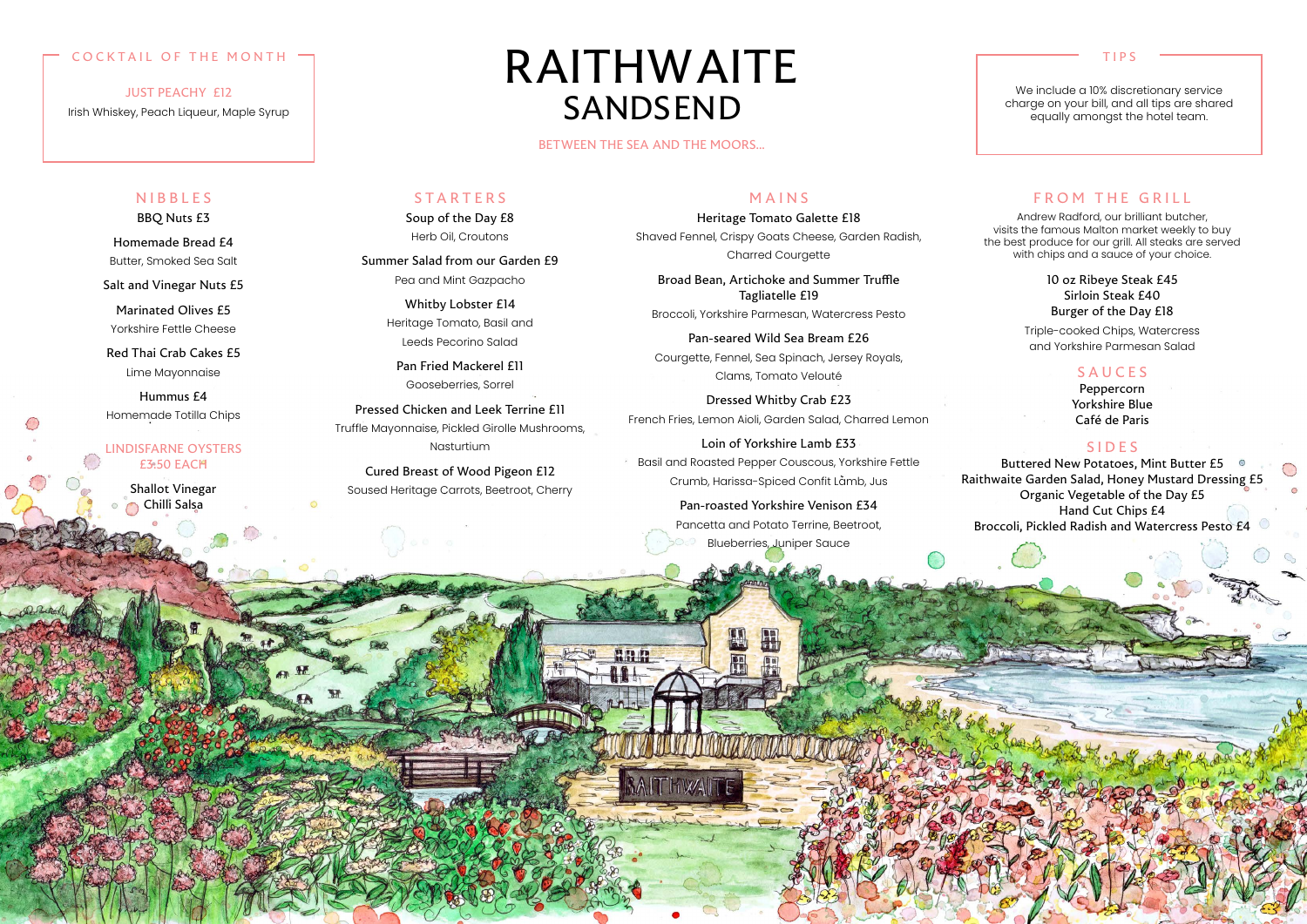# RAITHWAITE
# SANDSEND

BETWEEN THE SEA AND THE MOORS...

## COCKTAIL OF THE MONTH

JUST PEACHY £12

Irish Whiskey, Peach Liqueur, Maple Syrup

## TIPS

We include a 10% discretionary service charge on your bill, and all tips are shared equally amongst the hotel team.

## NIBBLES

BBQ Nuts £3

Homemade Bread £4
Butter, Smoked Sea Salt

Salt and Vinegar Nuts £5

Marinated Olives £5
Yorkshire Fettle Cheese

Red Thai Crab Cakes £5
Lime Mayonnaise

Hummus £4
Homemade Totilla Chips

LINDISFARNE OYSTERS
£3.50 EACH

Shallot Vinegar
Chilli Salsa

## STARTERS

Soup of the Day £8
Herb Oil, Croutons

Summer Salad from our Garden £9
Pea and Mint Gazpacho

Whitby Lobster £14
Heritage Tomato, Basil and Leeds Pecorino Salad

Pan Fried Mackerel £11
Gooseberries, Sorrel

Pressed Chicken and Leek Terrine £11
Truffle Mayonnaise, Pickled Girolle Mushrooms, Nasturtium

Cured Breast of Wood Pigeon £12
Soused Heritage Carrots, Beetroot, Cherry

## MAINS

Heritage Tomato Galette £18
Shaved Fennel, Crispy Goats Cheese, Garden Radish, Charred Courgette

Broad Bean, Artichoke and Summer Truffle Tagliatelle £19
Broccoli, Yorkshire Parmesan, Watercress Pesto

Pan-seared Wild Sea Bream £26
Courgette, Fennel, Sea Spinach, Jersey Royals, Clams, Tomato Velouté

Dressed Whitby Crab £23
French Fries, Lemon Aioli, Garden Salad, Charred Lemon

Loin of Yorkshire Lamb £33
Basil and Roasted Pepper Couscous, Yorkshire Fettle Crumb, Harissa-Spiced Confit Lamb, Jus

Pan-roasted Yorkshire Venison £34
Pancetta and Potato Terrine, Beetroot, Blueberries, Juniper Sauce

## FROM THE GRILL

Andrew Radford, our brilliant butcher, visits the famous Malton market weekly to buy the best produce for our grill. All steaks are served with chips and a sauce of your choice.

10 oz Ribeye Steak £45
Sirloin Steak £40
Burger of the Day £18

Triple-cooked Chips, Watercress and Yorkshire Parmesan Salad

## SAUCES

Peppercorn
Yorkshire Blue
Café de Paris

## SIDES

Buttered New Potatoes, Mint Butter £5
Raithwaite Garden Salad, Honey Mustard Dressing £5
Organic Vegetable of the Day £5
Hand Cut Chips £4
Broccoli, Pickled Radish and Watercress Pesto £4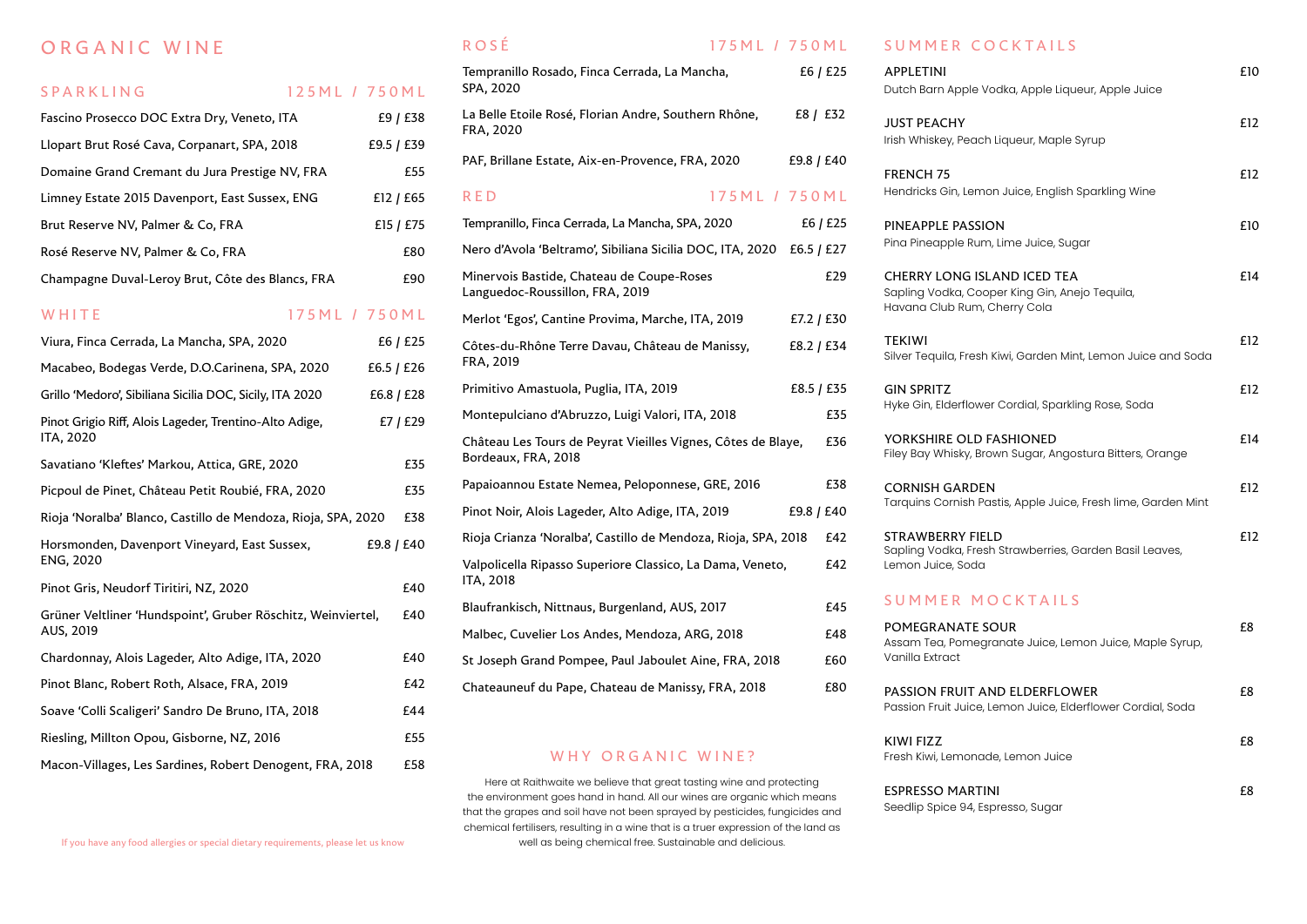# ORGANIC WINE

## SPARKLING

| | 125ML / 750ML |
|---|---|
| Fascino Prosecco DOC Extra Dry, Veneto, ITA | £9 / £38 |
| Llopart Brut Rosé Cava, Corpanart, SPA, 2018 | £9.5 / £39 |
| Domaine Grand Cremant du Jura Prestige NV, FRA | £55 |
| Limney Estate 2015 Davenport, East Sussex, ENG | £12 / £65 |
| Brut Reserve NV, Palmer & Co, FRA | £15 / £75 |
| Rosé Reserve NV, Palmer & Co, FRA | £80 |
| Champagne Duval-Leroy Brut, Côte des Blancs, FRA | £90 |

## WHITE

| | 175ML / 750ML |
|---|---|
| Viura, Finca Cerrada, La Mancha, SPA, 2020 | £6 / £25 |
| Macabeo, Bodegas Verde, D.O.Carinena, SPA, 2020 | £6.5 / £26 |
| Grillo 'Medoro', Sibiliana Sicilia DOC, Sicily, ITA 2020 | £6.8 / £28 |
| Pinot Grigio Riff, Alois Lageder, Trentino-Alto Adige, ITA, 2020 | £7 / £29 |
| Savatiano 'Kleftes' Markou, Attica, GRE, 2020 | £35 |
| Picpoul de Pinet, Château Petit Roubié, FRA, 2020 | £35 |
| Rioja 'Noralba' Blanco, Castillo de Mendoza, Rioja, SPA, 2020 | £38 |
| Horsmonden, Davenport Vineyard, East Sussex, ENG, 2020 | £9.8 / £40 |
| Pinot Gris, Neudorf Tiritiri, NZ, 2020 | £40 |
| Grüner Veltliner 'Hundspoint', Gruber Röschitz, Weinviertel, AUS, 2019 | £40 |
| Chardonnay, Alois Lageder, Alto Adige, ITA, 2020 | £40 |
| Pinot Blanc, Robert Roth, Alsace, FRA, 2019 | £42 |
| Soave 'Colli Scaligeri' Sandro De Bruno, ITA, 2018 | £44 |
| Riesling, Millton Opou, Gisborne, NZ, 2016 | £55 |
| Macon-Villages, Les Sardines, Robert Denogent, FRA, 2018 | £58 |

If you have any food allergies or special dietary requirements, please let us know

## ROSÉ

| | 175ML / 750ML |
|---|---|
| Tempranillo Rosado, Finca Cerrada, La Mancha, SPA, 2020 | £6 / £25 |
| La Belle Etoile Rosé, Florian Andre, Southern Rhône, FRA, 2020 | £8 / £32 |
| PAF, Brillane Estate, Aix-en-Provence, FRA, 2020 | £9.8 / £40 |

## RED

| | 175ML / 750ML |
|---|---|
| Tempranillo, Finca Cerrada, La Mancha, SPA, 2020 | £6 / £25 |
| Nero d'Avola 'Beltramo', Sibiliana Sicilia DOC, ITA, 2020 | £6.5 / £27 |
| Minervois Bastide, Chateau de Coupe-Roses Languedoc-Roussillon, FRA, 2019 | £29 |
| Merlot 'Egos', Cantine Provima, Marche, ITA, 2019 | £7.2 / £30 |
| Côtes-du-Rhône Terre Davau, Château de Manissy, FRA, 2019 | £8.2 / £34 |
| Primitivo Amastuola, Puglia, ITA, 2019 | £8.5 / £35 |
| Montepulciano d'Abruzzo, Luigi Valori, ITA, 2018 | £35 |
| Château Les Tours de Peyrat Vieilles Vignes, Côtes de Blaye, Bordeaux, FRA, 2018 | £36 |
| Papaioannou Estate Nemea, Peloponnese, GRE, 2016 | £38 |
| Pinot Noir, Alois Lageder, Alto Adige, ITA, 2019 | £9.8 / £40 |
| Rioja Crianza 'Noralba', Castillo de Mendoza, Rioja, SPA, 2018 | £42 |
| Valpolicella Ripasso Superiore Classico, La Dama, Veneto, ITA, 2018 | £42 |
| Blaufrankisch, Nittnaus, Burgenland, AUS, 2017 | £45 |
| Malbec, Cuvelier Los Andes, Mendoza, ARG, 2018 | £48 |
| St Joseph Grand Pompee, Paul Jaboulet Aine, FRA, 2018 | £60 |
| Chateauneuf du Pape, Chateau de Manissy, FRA, 2018 | £80 |

## WHY ORGANIC WINE?

Here at Raithwaite we believe that great tasting wine and protecting the environment goes hand in hand. All our wines are organic which means that the grapes and soil have not been sprayed by pesticides, fungicides and chemical fertilisers, resulting in a wine that is a truer expression of the land as well as being chemical free. Sustainable and delicious.

## SUMMER COCKTAILS

**APPLETINI** — £10
Dutch Barn Apple Vodka, Apple Liqueur, Apple Juice

**JUST PEACHY** — £12
Irish Whiskey, Peach Liqueur, Maple Syrup

**FRENCH 75** — £12
Hendricks Gin, Lemon Juice, English Sparkling Wine

**PINEAPPLE PASSION** — £10
Pina Pineapple Rum, Lime Juice, Sugar

**CHERRY LONG ISLAND ICED TEA** — £14
Sapling Vodka, Cooper King Gin, Anejo Tequila, Havana Club Rum, Cherry Cola

**TEKIWI** — £12
Silver Tequila, Fresh Kiwi, Garden Mint, Lemon Juice and Soda

**GIN SPRITZ** — £12
Hyke Gin, Elderflower Cordial, Sparkling Rose, Soda

**YORKSHIRE OLD FASHIONED** — £14
Filey Bay Whisky, Brown Sugar, Angostura Bitters, Orange

**CORNISH GARDEN** — £12
Tarquins Cornish Pastis, Apple Juice, Fresh lime, Garden Mint

**STRAWBERRY FIELD** — £12
Sapling Vodka, Fresh Strawberries, Garden Basil Leaves, Lemon Juice, Soda

## SUMMER MOCKTAILS

**POMEGRANATE SOUR** — £8
Assam Tea, Pomegranate Juice, Lemon Juice, Maple Syrup, Vanilla Extract

**PASSION FRUIT AND ELDERFLOWER** — £8
Passion Fruit Juice, Lemon Juice, Elderflower Cordial, Soda

**KIWI FIZZ** — £8
Fresh Kiwi, Lemonade, Lemon Juice

**ESPRESSO MARTINI** — £8
Seedlip Spice 94, Espresso, Sugar